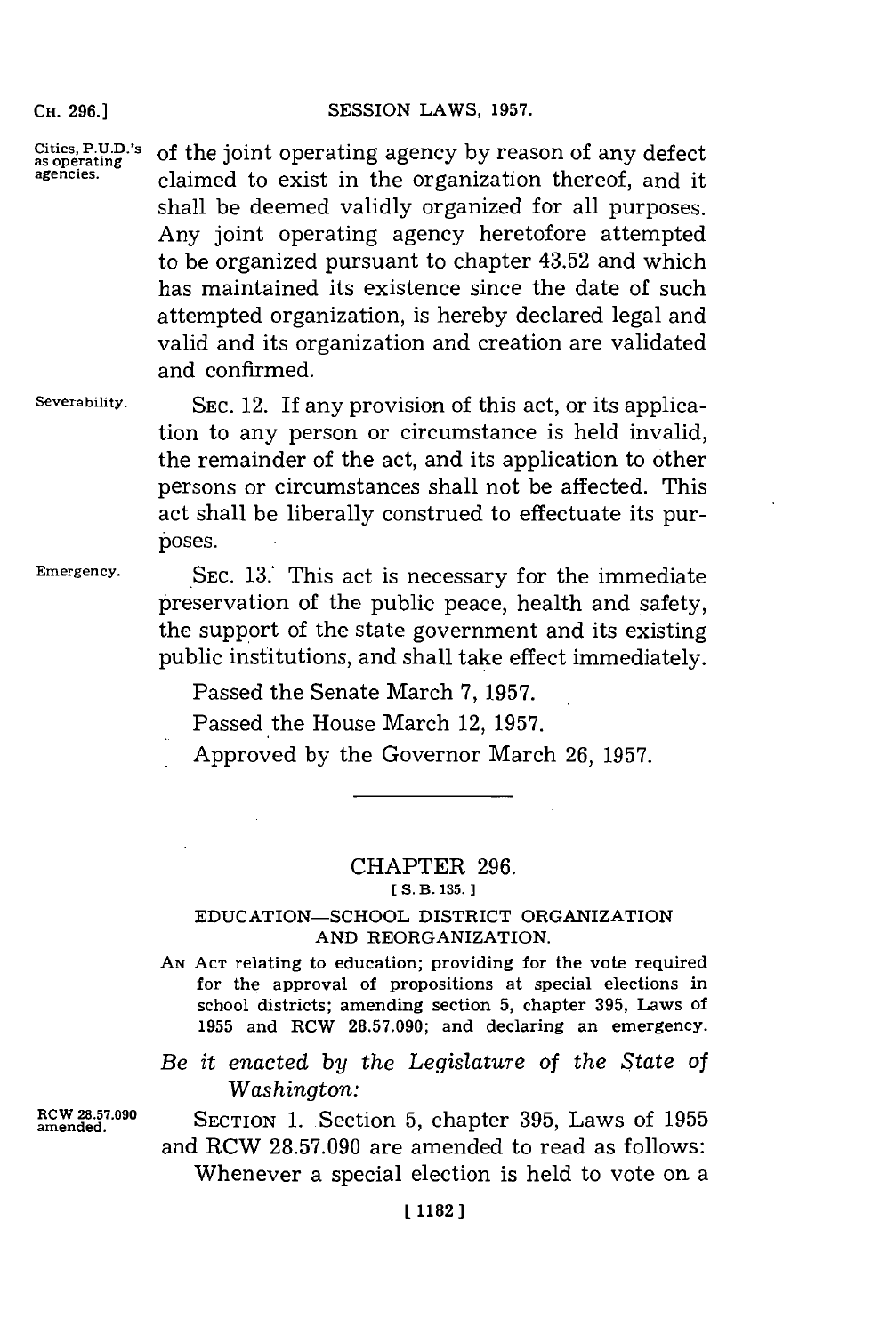Cities, P.U.D.'s as operating agencies.

of the joint operating agency by reason of any defect claimed to exist in the organization thereof, and it shall be deemed validly organized for all purposes. Any joint operating agency heretofore attempted to be organized pursuant to chapter 43.52 and which has maintained its existence since the date of such attempted organization, is hereby declared legal and valid and its organization and creation are validated and confirmed.

Severability.

SEC. 12. If any provision of this act, or its application to any person or circumstance is held invalid, the remainder of the act, and its application to other persons or circumstances shall not be affected. This act shall be liberally construed to effectuate its purposes.

Emergency.

SEC. 13. This act is necessary for the immediate preservation of the public peace, health and safety, the support of the state government and its existing public institutions, and shall take effect immediately.

Passed the Senate March 7, 1957.

Passed the House March 12, 1957.

Approved by the Governor March 26, 1957.

---

## CHAPTER 296.

[S. B. 135.]

### EDUCATION—SCHOOL DISTRICT ORGANIZATION AND REORGANIZATION.

AN ACT relating to education; providing for the vote required for the approval of propositions at special elections in school districts; amending section 5, chapter 395, Laws of 1955 and RCW 28.57.090; and declaring an emergency.

*Be it enacted by the Legislature of the State of Washington:*

RCW 28.57.090 amended.

SECTION 1. Section 5, chapter 395, Laws of 1955 and RCW 28.57.090 are amended to read as follows:

Whenever a special election is held to vote on a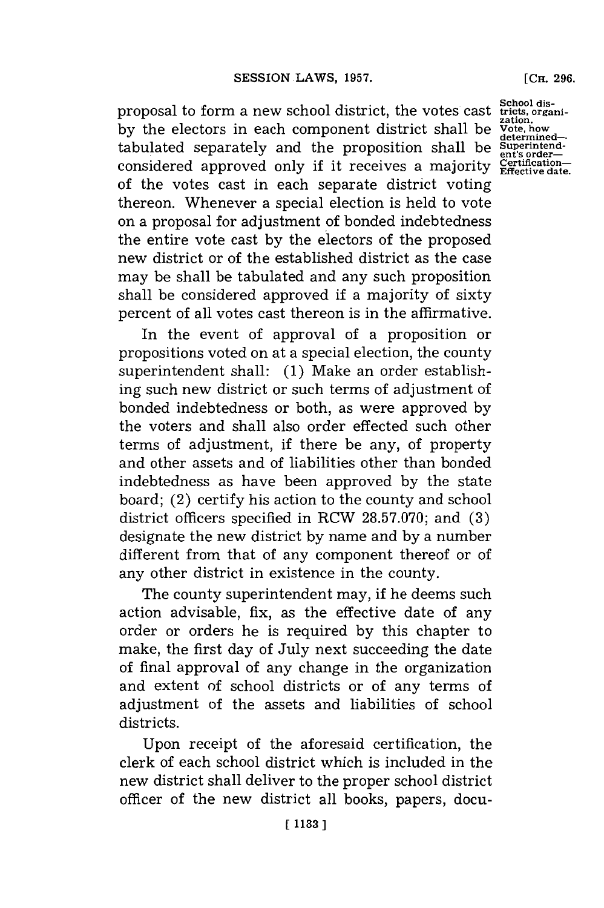School districts, organization. Vote, how determined—Superintendent's order—Certification—Effective date.

proposal to form a new school district, the votes cast by the electors in each component district shall be tabulated separately and the proposition shall be considered approved only if it receives a majority of the votes cast in each separate district voting thereon. Whenever a special election is held to vote on a proposal for adjustment of bonded indebtedness the entire vote cast by the electors of the proposed new district or of the established district as the case may be shall be tabulated and any such proposition shall be considered approved if a majority of sixty percent of all votes cast thereon is in the affirmative.

In the event of approval of a proposition or propositions voted on at a special election, the county superintendent shall: (1) Make an order establishing such new district or such terms of adjustment of bonded indebtedness or both, as were approved by the voters and shall also order effected such other terms of adjustment, if there be any, of property and other assets and of liabilities other than bonded indebtedness as have been approved by the state board; (2) certify his action to the county and school district officers specified in RCW 28.57.070; and (3) designate the new district by name and by a number different from that of any component thereof or of any other district in existence in the county.

The county superintendent may, if he deems such action advisable, fix, as the effective date of any order or orders he is required by this chapter to make, the first day of July next succeeding the date of final approval of any change in the organization and extent of school districts or of any terms of adjustment of the assets and liabilities of school districts.

Upon receipt of the aforesaid certification, the clerk of each school district which is included in the new district shall deliver to the proper school district officer of the new district all books, papers, docu-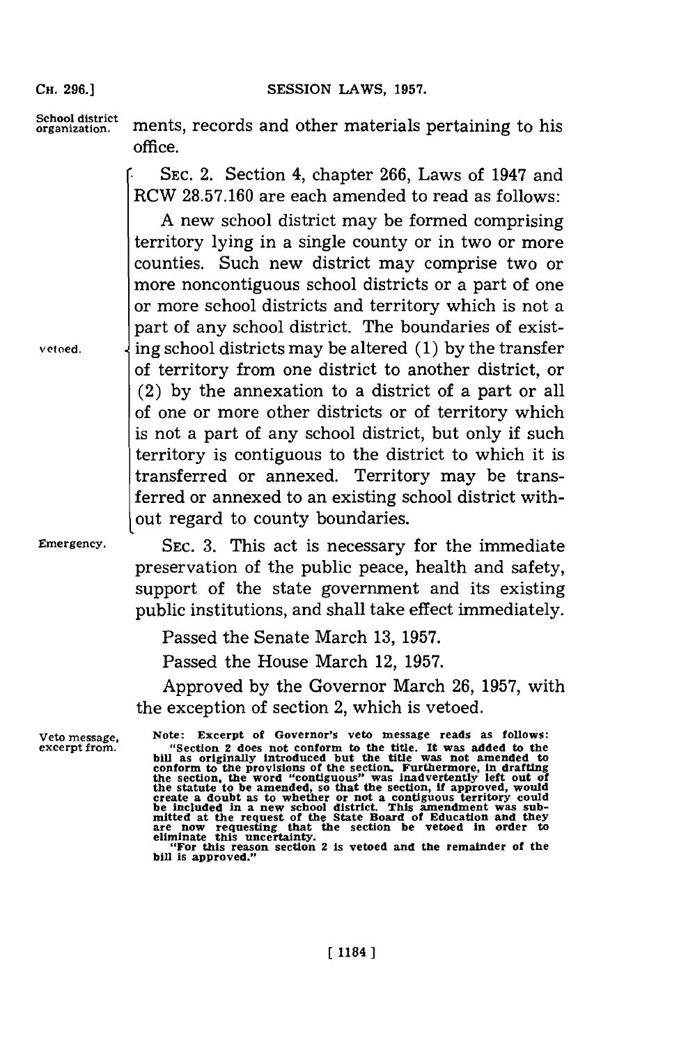ments, records and other materials pertaining to his office.

SEC. 2. Section 4, chapter 266, Laws of 1947 and RCW 28.57.160 are each amended to read as follows:

A new school district may be formed comprising territory lying in a single county or in two or more counties. Such new district may comprise two or more noncontiguous school districts or a part of one or more school districts and territory which is not a part of any school district. The boundaries of existing school districts may be altered (1) by the transfer of territory from one district to another district, or (2) by the annexation to a district of a part or all of one or more other districts or of territory which is not a part of any school district, but only if such territory is contiguous to the district to which it is transferred or annexed. Territory may be transferred or annexed to an existing school district without regard to county boundaries.

SEC. 3. This act is necessary for the immediate preservation of the public peace, health and safety, support of the state government and its existing public institutions, and shall take effect immediately.

Passed the Senate March 13, 1957.

Passed the House March 12, 1957.

Approved by the Governor March 26, 1957, with the exception of section 2, which is vetoed.

Note: Excerpt of Governor's veto message reads as follows: "Section 2 does not conform to the title. It was added to the bill as originally introduced but the title was not amended to conform to the provisions of the section. Furthermore, in drafting the section, the word "contiguous" was inadvertently left out of the statute to be amended, so that the section, if approved, would create a doubt as to whether or not a contiguous territory could be included in a new school district. This amendment was submitted at the request of the State Board of Education and they are now requesting that the section be vetoed in order to eliminate this uncertainty.

"For this reason section 2 is vetoed and the remainder of the bill is approved."